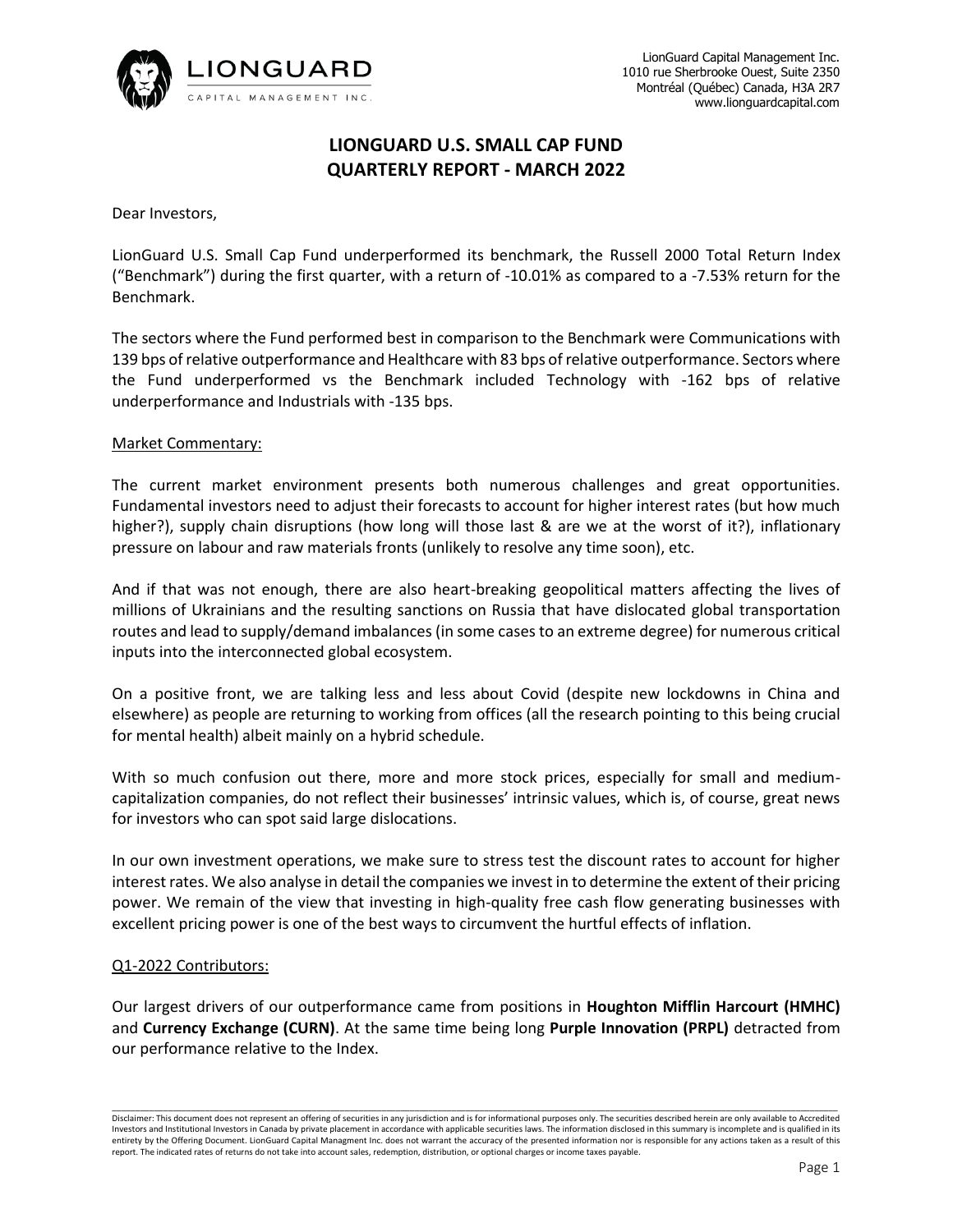LionGuard Capital Management Inc.
1010 rue Sherbrooke Ouest, Suite 2350
Montréal (Québec) Canada, H3A 2R7
www.lionguardcapital.com

# LIONGUARD U.S. SMALL CAP FUND
# QUARTERLY REPORT - MARCH 2022

Dear Investors,

LionGuard U.S. Small Cap Fund underperformed its benchmark, the Russell 2000 Total Return Index ("Benchmark") during the first quarter, with a return of -10.01% as compared to a -7.53% return for the Benchmark.

The sectors where the Fund performed best in comparison to the Benchmark were Communications with 139 bps of relative outperformance and Healthcare with 83 bps of relative outperformance. Sectors where the Fund underperformed vs the Benchmark included Technology with -162 bps of relative underperformance and Industrials with -135 bps.

## Market Commentary:

The current market environment presents both numerous challenges and great opportunities. Fundamental investors need to adjust their forecasts to account for higher interest rates (but how much higher?), supply chain disruptions (how long will those last & are we at the worst of it?), inflationary pressure on labour and raw materials fronts (unlikely to resolve any time soon), etc.

And if that was not enough, there are also heart-breaking geopolitical matters affecting the lives of millions of Ukrainians and the resulting sanctions on Russia that have dislocated global transportation routes and lead to supply/demand imbalances (in some cases to an extreme degree) for numerous critical inputs into the interconnected global ecosystem.

On a positive front, we are talking less and less about Covid (despite new lockdowns in China and elsewhere) as people are returning to working from offices (all the research pointing to this being crucial for mental health) albeit mainly on a hybrid schedule.

With so much confusion out there, more and more stock prices, especially for small and medium-capitalization companies, do not reflect their businesses' intrinsic values, which is, of course, great news for investors who can spot said large dislocations.

In our own investment operations, we make sure to stress test the discount rates to account for higher interest rates. We also analyse in detail the companies we invest in to determine the extent of their pricing power. We remain of the view that investing in high-quality free cash flow generating businesses with excellent pricing power is one of the best ways to circumvent the hurtful effects of inflation.

## Q1-2022 Contributors:

Our largest drivers of our outperformance came from positions in **Houghton Mifflin Harcourt (HMHC)** and **Currency Exchange (CURN)**. At the same time being long **Purple Innovation (PRPL)** detracted from our performance relative to the Index.

Disclaimer: This document does not represent an offering of securities in any jurisdiction and is for informational purposes only. The securities described herein are only available to Accredited Investors and Institutional Investors in Canada by private placement in accordance with applicable securities laws. The information disclosed in this summary is incomplete and is qualified in its entirety by the Offering Document. LionGuard Capital Managment Inc. does not warrant the accuracy of the presented information nor is responsible for any actions taken as a result of this report. The indicated rates of returns do not take into account sales, redemption, distribution, or optional charges or income taxes payable.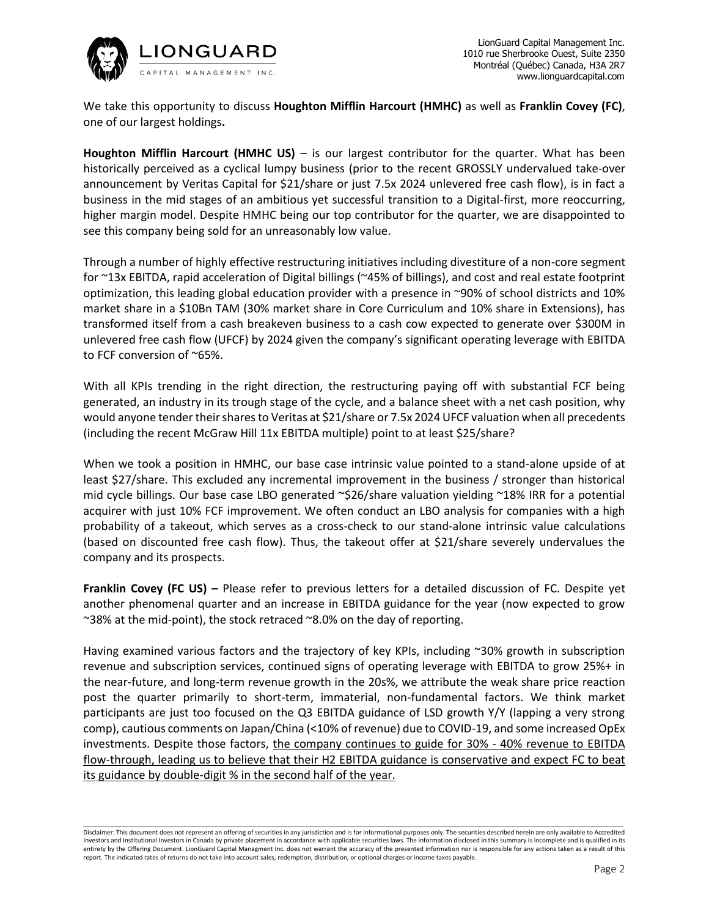We take this opportunity to discuss **Houghton Mifflin Harcourt (HMHC)** as well as **Franklin Covey (FC)**, one of our largest holdings**.**

**Houghton Mifflin Harcourt (HMHC US)** – is our largest contributor for the quarter. What has been historically perceived as a cyclical lumpy business (prior to the recent GROSSLY undervalued take-over announcement by Veritas Capital for $21/share or just 7.5x 2024 unlevered free cash flow), is in fact a business in the mid stages of an ambitious yet successful transition to a Digital-first, more reoccurring, higher margin model. Despite HMHC being our top contributor for the quarter, we are disappointed to see this company being sold for an unreasonably low value.

Through a number of highly effective restructuring initiatives including divestiture of a non-core segment for ~13x EBITDA, rapid acceleration of Digital billings (~45% of billings), and cost and real estate footprint optimization, this leading global education provider with a presence in ~90% of school districts and 10% market share in a $10Bn TAM (30% market share in Core Curriculum and 10% share in Extensions), has transformed itself from a cash breakeven business to a cash cow expected to generate over $300M in unlevered free cash flow (UFCF) by 2024 given the company's significant operating leverage with EBITDA to FCF conversion of ~65%.

With all KPIs trending in the right direction, the restructuring paying off with substantial FCF being generated, an industry in its trough stage of the cycle, and a balance sheet with a net cash position, why would anyone tender their shares to Veritas at $21/share or 7.5x 2024 UFCF valuation when all precedents (including the recent McGraw Hill 11x EBITDA multiple) point to at least $25/share?

When we took a position in HMHC, our base case intrinsic value pointed to a stand-alone upside of at least $27/share. This excluded any incremental improvement in the business / stronger than historical mid cycle billings. Our base case LBO generated ~$26/share valuation yielding ~18% IRR for a potential acquirer with just 10% FCF improvement. We often conduct an LBO analysis for companies with a high probability of a takeout, which serves as a cross-check to our stand-alone intrinsic value calculations (based on discounted free cash flow). Thus, the takeout offer at $21/share severely undervalues the company and its prospects.

**Franklin Covey (FC US) –** Please refer to previous letters for a detailed discussion of FC. Despite yet another phenomenal quarter and an increase in EBITDA guidance for the year (now expected to grow ~38% at the mid-point), the stock retraced ~8.0% on the day of reporting.

Having examined various factors and the trajectory of key KPIs, including ~30% growth in subscription revenue and subscription services, continued signs of operating leverage with EBITDA to grow 25%+ in the near-future, and long-term revenue growth in the 20s%, we attribute the weak share price reaction post the quarter primarily to short-term, immaterial, non-fundamental factors. We think market participants are just too focused on the Q3 EBITDA guidance of LSD growth Y/Y (lapping a very strong comp), cautious comments on Japan/China (<10% of revenue) due to COVID-19, and some increased OpEx investments. Despite those factors, <u>the company continues to guide for 30% - 40% revenue to EBITDA flow-through, leading us to believe that their H2 EBITDA guidance is conservative and expect FC to beat its guidance by double-digit % in the second half of the year.</u>

Disclaimer: This document does not represent an offering of securities in any jurisdiction and is for informational purposes only. The securities described herein are only available to Accredited Investors and Institutional Investors in Canada by private placement in accordance with applicable securities laws. The information disclosed in this summary is incomplete and is qualified in its entirety by the Offering Document. LionGuard Capital Managment Inc. does not warrant the accuracy of the presented information nor is responsible for any actions taken as a result of this report. The indicated rates of returns do not take into account sales, redemption, distribution, or optional charges or income taxes payable.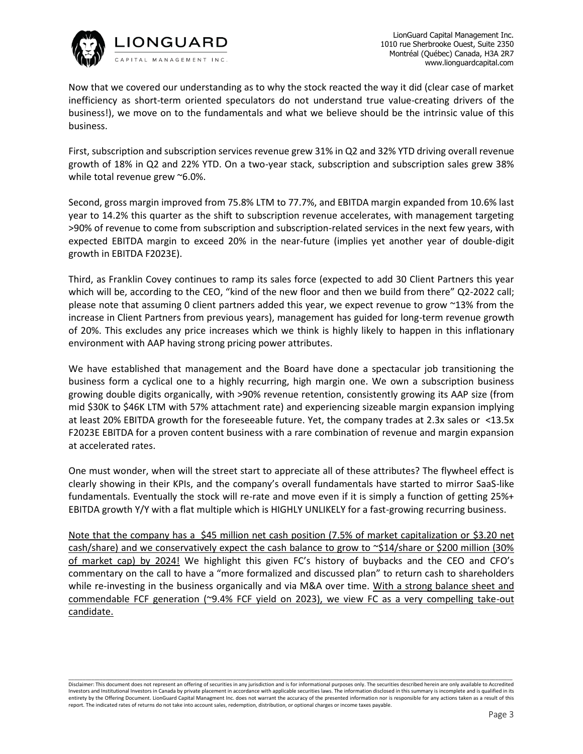Now that we covered our understanding as to why the stock reacted the way it did (clear case of market inefficiency as short-term oriented speculators do not understand true value-creating drivers of the business!), we move on to the fundamentals and what we believe should be the intrinsic value of this business.

First, subscription and subscription services revenue grew 31% in Q2 and 32% YTD driving overall revenue growth of 18% in Q2 and 22% YTD. On a two-year stack, subscription and subscription sales grew 38% while total revenue grew ~6.0%.

Second, gross margin improved from 75.8% LTM to 77.7%, and EBITDA margin expanded from 10.6% last year to 14.2% this quarter as the shift to subscription revenue accelerates, with management targeting >90% of revenue to come from subscription and subscription-related services in the next few years, with expected EBITDA margin to exceed 20% in the near-future (implies yet another year of double-digit growth in EBITDA F2023E).

Third, as Franklin Covey continues to ramp its sales force (expected to add 30 Client Partners this year which will be, according to the CEO, "kind of the new floor and then we build from there" Q2-2022 call; please note that assuming 0 client partners added this year, we expect revenue to grow ~13% from the increase in Client Partners from previous years), management has guided for long-term revenue growth of 20%. This excludes any price increases which we think is highly likely to happen in this inflationary environment with AAP having strong pricing power attributes.

We have established that management and the Board have done a spectacular job transitioning the business form a cyclical one to a highly recurring, high margin one. We own a subscription business growing double digits organically, with >90% revenue retention, consistently growing its AAP size (from mid $30K to $46K LTM with 57% attachment rate) and experiencing sizeable margin expansion implying at least 20% EBITDA growth for the foreseeable future. Yet, the company trades at 2.3x sales or <13.5x F2023E EBITDA for a proven content business with a rare combination of revenue and margin expansion at accelerated rates.

One must wonder, when will the street start to appreciate all of these attributes? The flywheel effect is clearly showing in their KPIs, and the company's overall fundamentals have started to mirror SaaS-like fundamentals. Eventually the stock will re-rate and move even if it is simply a function of getting 25%+ EBITDA growth Y/Y with a flat multiple which is HIGHLY UNLIKELY for a fast-growing recurring business.

<u>Note that the company has a $45 million net cash position (7.5% of market capitalization or $3.20 net cash/share) and we conservatively expect the cash balance to grow to ~$14/share or $200 million (30% of market cap) by 2024!</u> We highlight this given FC's history of buybacks and the CEO and CFO's commentary on the call to have a "more formalized and discussed plan" to return cash to shareholders while re-investing in the business organically and via M&A over time. <u>With a strong balance sheet and commendable FCF generation (~9.4% FCF yield on 2023), we view FC as a very compelling take-out candidate.</u>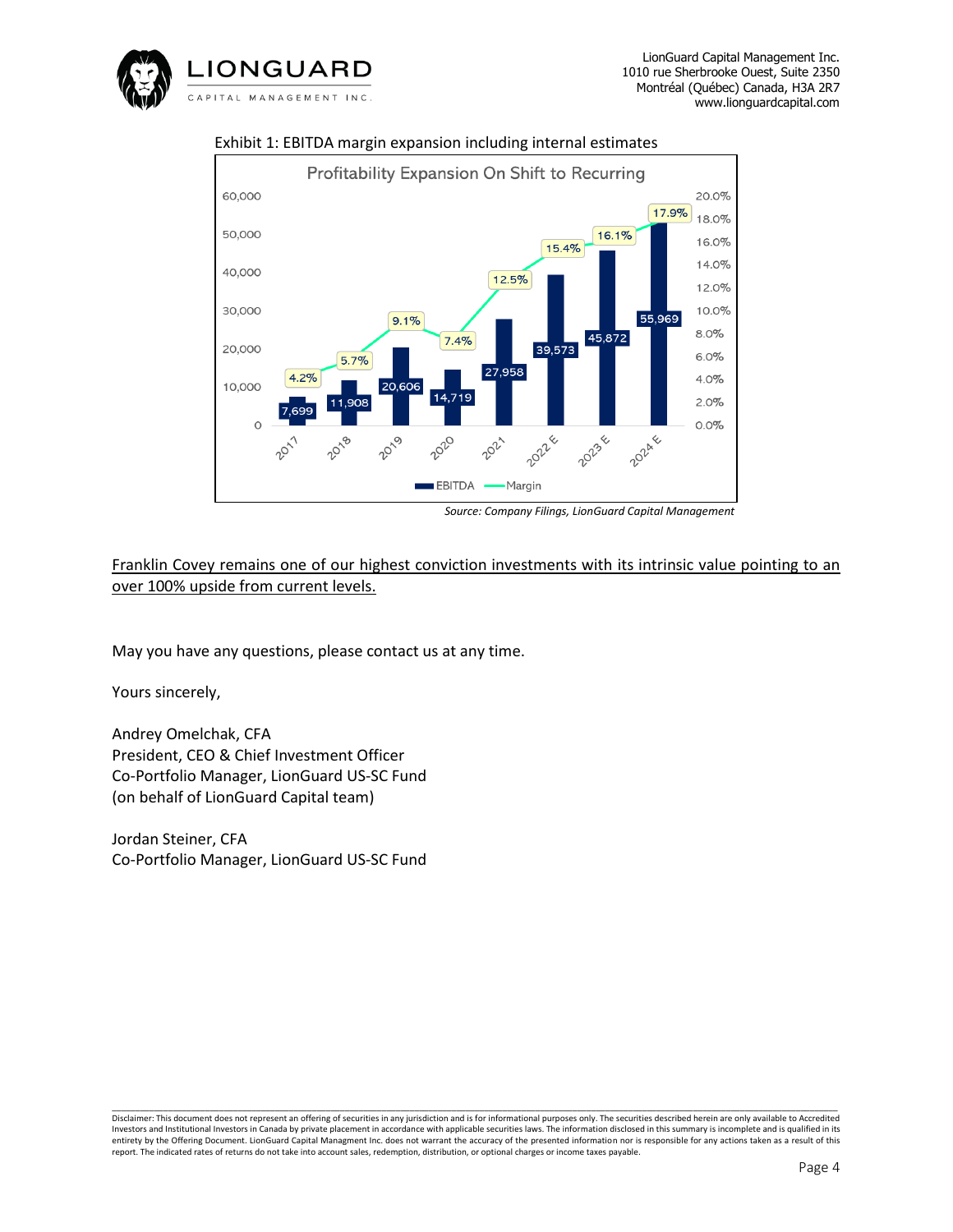Exhibit 1: EBITDA margin expansion including internal estimates

Profitability Expansion On Shift to Recurring

60,000
50,000
40,000
30,000
20,000
10,000
0

20.0%
18.0%
16.0%
14.0%
12.0%
10.0%
8.0%
6.0%
4.0%
2.0%
0.0%

2017 2018 2019 2020 2021 2022 E 2023 E 2024 E

7,699 11,908 20,606 14,719 27,958 39,573 45,872 55,969

4.2% 5.7% 9.1% 7.4% 12.5% 15.4% 16.1% 17.9%

EBITDA Margin

*Source: Company Filings, LionGuard Capital Management*

<u>Franklin Covey remains one of our highest conviction investments with its intrinsic value pointing to an over 100% upside from current levels.</u>

May you have any questions, please contact us at any time.

Yours sincerely,

Andrey Omelchak, CFA
President, CEO & Chief Investment Officer
Co-Portfolio Manager, LionGuard US-SC Fund
(on behalf of LionGuard Capital team)

Jordan Steiner, CFA
Co-Portfolio Manager, LionGuard US-SC Fund

Disclaimer: This document does not represent an offering of securities in any jurisdiction and is for informational purposes only. The securities described herein are only available to Accredited Investors and Institutional Investors in Canada by private placement in accordance with applicable securities laws. The information disclosed in this summary is incomplete and is qualified in its entirety by the Offering Document. LionGuard Capital Managment Inc. does not warrant the accuracy of the presented information nor is responsible for any actions taken as a result of this report. The indicated rates of returns do not take into account sales, redemption, distribution, or optional charges or income taxes payable.